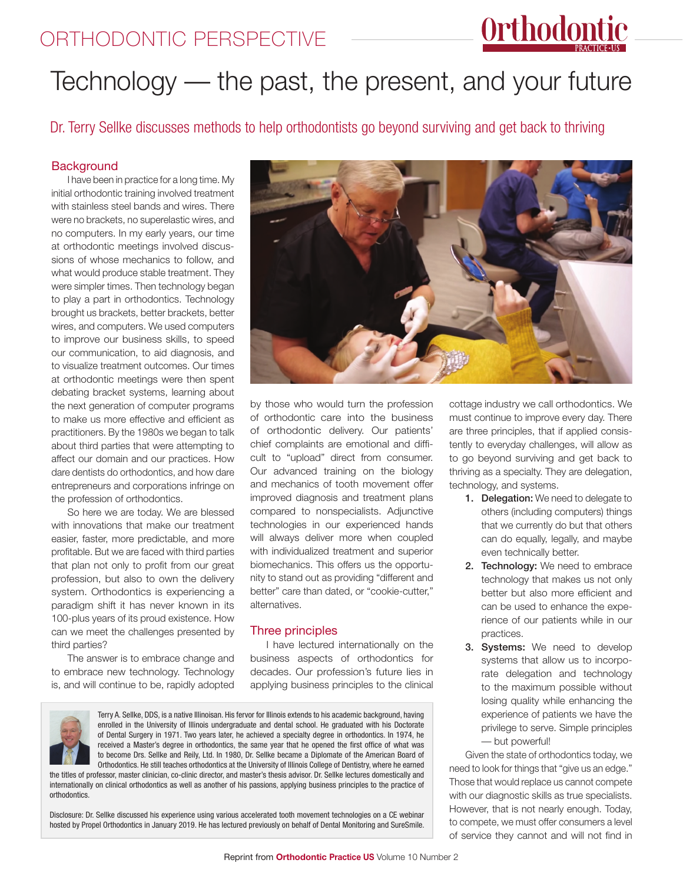# Technology — the past, the present, and your future

Dr. Terry Sellke discusses methods to help orthodontists go beyond surviving and get back to thriving

## Background

I have been in practice for a long time. My initial orthodontic training involved treatment with stainless steel bands and wires. There were no brackets, no superelastic wires, and no computers. In my early years, our time at orthodontic meetings involved discussions of whose mechanics to follow, and what would produce stable treatment. They were simpler times. Then technology began to play a part in orthodontics. Technology brought us brackets, better brackets, better wires, and computers. We used computers to improve our business skills, to speed our communication, to aid diagnosis, and to visualize treatment outcomes. Our times at orthodontic meetings were then spent debating bracket systems, learning about the next generation of computer programs to make us more effective and efficient as practitioners. By the 1980s we began to talk about third parties that were attempting to affect our domain and our practices. How dare dentists do orthodontics, and how dare entrepreneurs and corporations infringe on the profession of orthodontics.

So here we are today. We are blessed with innovations that make our treatment easier, faster, more predictable, and more profitable. But we are faced with third parties that plan not only to profit from our great profession, but also to own the delivery system. Orthodontics is experiencing a paradigm shift it has never known in its 100-plus years of its proud existence. How can we meet the challenges presented by third parties?

The answer is to embrace change and to embrace new technology. Technology is, and will continue to be, rapidly adopted by those who would turn the profession of orthodontic care into the business of orthodontic delivery. Our patients' chief complaints are emotional and difficult to "upload" direct from consumer. Our advanced training on the biology and mechanics of tooth movement offer improved diagnosis and treatment plans compared to nonspecialists. Adjunctive technologies in our experienced hands will always deliver more when coupled with individualized treatment and superior biomechanics. This offers us the opportunity to stand out as providing "different and better" care than dated, or "cookie-cutter," alternatives.

## Three principles

I have lectured internationally on the business aspects of orthodontics for decades. Our profession's future lies in applying business principles to the clinical cottage industry we call orthodontics. We must continue to improve every day. There are three principles, that if applied consistently to everyday challenges, will allow as to go beyond surviving and get back to thriving as a specialty. They are delegation, technology, and systems.

1. **Delegation:** We need to delegate to others (including computers) things that we currently do but that others can do equally, legally, and maybe even technically better.
2. **Technology:** We need to embrace technology that makes us not only better but also more efficient and can be used to enhance the experience of our patients while in our practices.
3. **Systems:** We need to develop systems that allow us to incorporate delegation and technology to the maximum possible without losing quality while enhancing the experience of patients we have the privilege to serve. Simple principles — but powerful!

Given the state of orthodontics today, we need to look for things that "give us an edge." Those that would replace us cannot compete with our diagnostic skills as true specialists. However, that is not nearly enough. Today, to compete, we must offer consumers a level of service they cannot and will not find in

---

Terry A. Sellke, DDS, is a native Illinoisan. His fervor for Illinois extends to his academic background, having enrolled in the University of Illinois undergraduate and dental school. He graduated with his Doctorate of Dental Surgery in 1971. Two years later, he achieved a specialty degree in orthodontics. In 1974, he received a Master's degree in orthodontics, the same year that he opened the first office of what was to become Drs. Sellke and Reily, Ltd. In 1980, Dr. Sellke became a Diplomate of the American Board of Orthodontics. He still teaches orthodontics at the University of Illinois College of Dentistry, where he earned the titles of professor, master clinician, co-clinic director, and master's thesis advisor. Dr. Sellke lectures domestically and internationally on clinical orthodontics as well as another of his passions, applying business principles to the practice of orthodontics.

Disclosure: Dr. Sellke discussed his experience using various accelerated tooth movement technologies on a CE webinar hosted by Propel Orthodontics in January 2019. He has lectured previously on behalf of Dental Monitoring and SureSmile.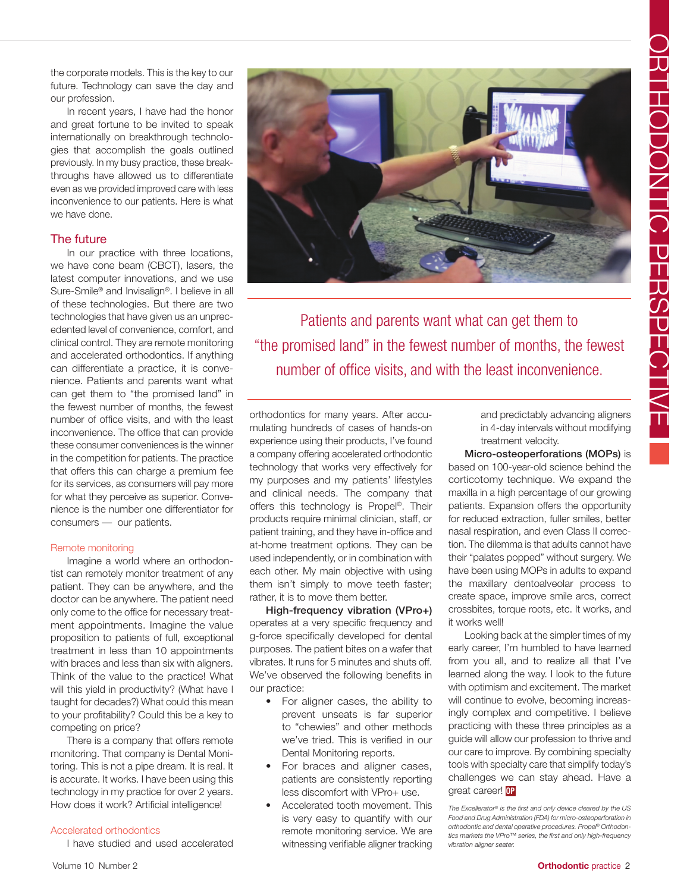the corporate models. This is the key to our future. Technology can save the day and our profession.

In recent years, I have had the honor and great fortune to be invited to speak internationally on breakthrough technologies that accomplish the goals outlined previously. In my busy practice, these breakthroughs have allowed us to differentiate even as we provided improved care with less inconvenience to our patients. Here is what we have done.

## The future

In our practice with three locations, we have cone beam (CBCT), lasers, the latest computer innovations, and we use Sure-Smile® and Invisalign®. I believe in all of these technologies. But there are two technologies that have given us an unprecedented level of convenience, comfort, and clinical control. They are remote monitoring and accelerated orthodontics. If anything can differentiate a practice, it is convenience. Patients and parents want what can get them to "the promised land" in the fewest number of months, the fewest number of office visits, and with the least inconvenience. The office that can provide these consumer conveniences is the winner in the competition for patients. The practice that offers this can charge a premium fee for its services, as consumers will pay more for what they perceive as superior. Convenience is the number one differentiator for consumers — our patients.

### Remote monitoring

Imagine a world where an orthodontist can remotely monitor treatment of any patient. They can be anywhere, and the doctor can be anywhere. The patient need only come to the office for necessary treatment appointments. Imagine the value proposition to patients of full, exceptional treatment in less than 10 appointments with braces and less than six with aligners. Think of the value to the practice! What will this yield in productivity? (What have I taught for decades?) What could this mean to your profitability? Could this be a key to competing on price?

There is a company that offers remote monitoring. That company is Dental Monitoring. This is not a pipe dream. It is real. It is accurate. It works. I have been using this technology in my practice for over 2 years. How does it work? Artificial intelligence!

### Accelerated orthodontics

I have studied and used accelerated orthodontics for many years. After accumulating hundreds of cases of hands-on experience using their products, I've found a company offering accelerated orthodontic technology that works very effectively for my purposes and my patients' lifestyles and clinical needs. The company that offers this technology is Propel®. Their products require minimal clinician, staff, or patient training, and they have in-office and at-home treatment options. They can be used independently, or in combination with each other. My main objective with using them isn't simply to move teeth faster; rather, it is to move them better.

**High-frequency vibration (VPro+)** operates at a very specific frequency and g-force specifically developed for dental purposes. The patient bites on a wafer that vibrates. It runs for 5 minutes and shuts off. We've observed the following benefits in our practice:

- For aligner cases, the ability to prevent unseats is far superior to "chewies" and other methods we've tried. This is verified in our Dental Monitoring reports.
- For braces and aligner cases, patients are consistently reporting less discomfort with VPro+ use.
- Accelerated tooth movement. This is very easy to quantify with our remote monitoring service. We are witnessing verifiable aligner tracking and predictably advancing aligners in 4-day intervals without modifying treatment velocity.

**Micro-osteoperforations (MOPs)** is based on 100-year-old science behind the corticotomy technique. We expand the maxilla in a high percentage of our growing patients. Expansion offers the opportunity for reduced extraction, fuller smiles, better nasal respiration, and even Class II correction. The dilemma is that adults cannot have their "palates popped" without surgery. We have been using MOPs in adults to expand the maxillary dentoalveolar process to create space, improve smile arcs, correct crossbites, torque roots, etc. It works, and it works well!

Looking back at the simpler times of my early career, I'm humbled to have learned from you all, and to realize all that I've learned along the way. I look to the future with optimism and excitement. The market will continue to evolve, becoming increasingly complex and competitive. I believe practicing with these three principles as a guide will allow our profession to thrive and our care to improve. By combining specialty tools with specialty care that simplify today's challenges we can stay ahead. Have a great career! OP

> Patients and parents want what can get them to "the promised land" in the fewest number of months, the fewest number of office visits, and with the least inconvenience.

*The Excellerator® is the first and only device cleared by the US Food and Drug Administration (FDA) for micro-osteoperforation in orthodontic and dental operative procedures. Propel® Orthodontics markets the VPro™ series, the first and only high-frequency vibration aligner seater.*